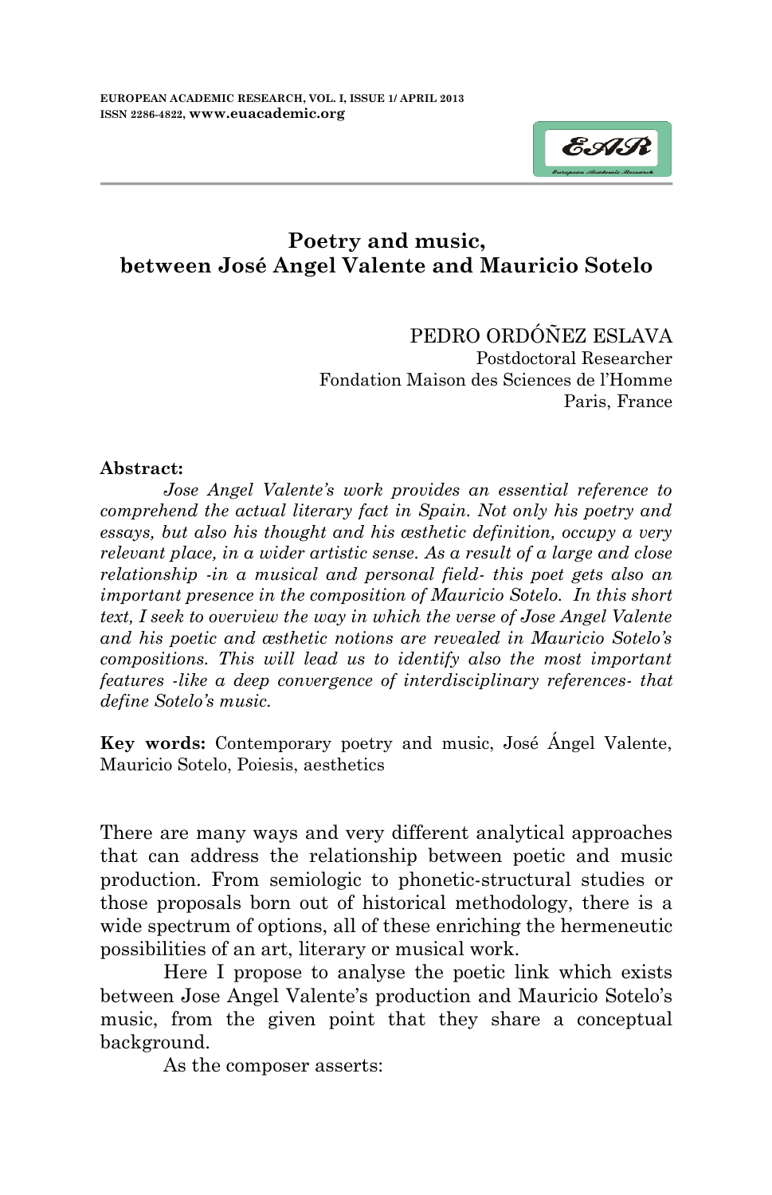# Poetry and music, between José Angel Valente and Mauricio Sotelo

PEDRO ORDÓÑEZ ESLAVA
Postdoctoral Researcher
Fondation Maison des Sciences de l'Homme
Paris, France

**Abstract:**

*Jose Angel Valente's work provides an essential reference to comprehend the actual literary fact in Spain. Not only his poetry and essays, but also his thought and his æsthetic definition, occupy a very relevant place, in a wider artistic sense. As a result of a large and close relationship -in a musical and personal field- this poet gets also an important presence in the composition of Mauricio Sotelo. In this short text, I seek to overview the way in which the verse of Jose Angel Valente and his poetic and æsthetic notions are revealed in Mauricio Sotelo's compositions. This will lead us to identify also the most important features -like a deep convergence of interdisciplinary references- that define Sotelo's music.*

**Key words:** Contemporary poetry and music, José Ángel Valente, Mauricio Sotelo, Poiesis, aesthetics

There are many ways and very different analytical approaches that can address the relationship between poetic and music production. From semiologic to phonetic-structural studies or those proposals born out of historical methodology, there is a wide spectrum of options, all of these enriching the hermeneutic possibilities of an art, literary or musical work.

Here I propose to analyse the poetic link which exists between Jose Angel Valente's production and Mauricio Sotelo's music, from the given point that they share a conceptual background.

As the composer asserts: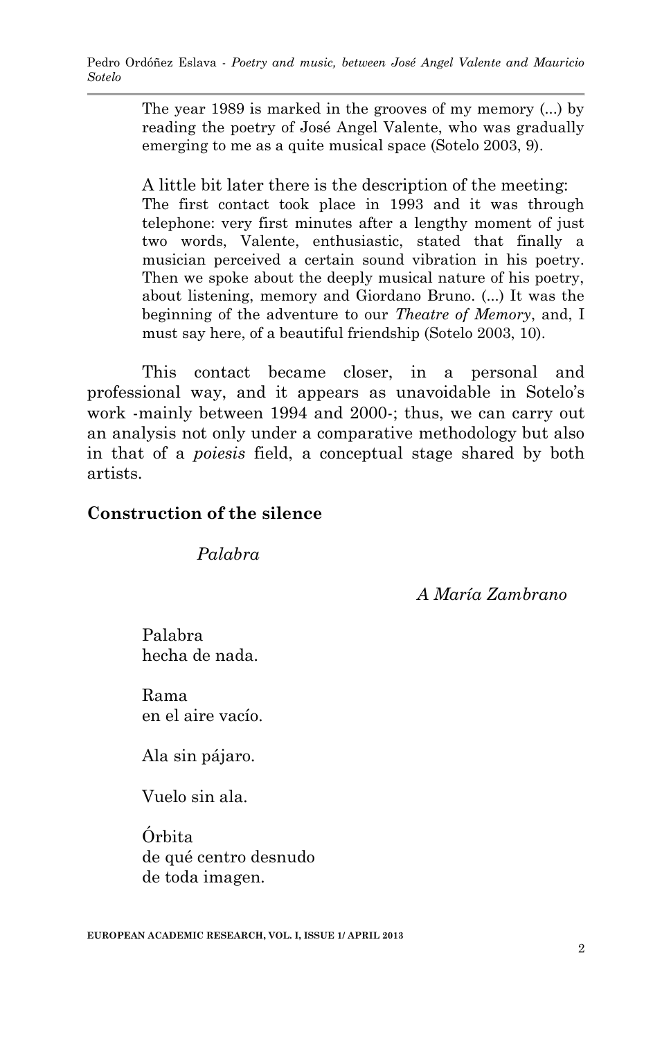> The year 1989 is marked in the grooves of my memory (...) by reading the poetry of José Angel Valente, who was gradually emerging to me as a quite musical space (Sotelo 2003, 9).

A little bit later there is the description of the meeting:

> The first contact took place in 1993 and it was through telephone: very first minutes after a lengthy moment of just two words, Valente, enthusiastic, stated that finally a musician perceived a certain sound vibration in his poetry. Then we spoke about the deeply musical nature of his poetry, about listening, memory and Giordano Bruno. (...) It was the beginning of the adventure to our *Theatre of Memory*, and, I must say here, of a beautiful friendship (Sotelo 2003, 10).

This contact became closer, in a personal and professional way, and it appears as unavoidable in Sotelo's work -mainly between 1994 and 2000-; thus, we can carry out an analysis not only under a comparative methodology but also in that of a *poiesis* field, a conceptual stage shared by both artists.

## Construction of the silence

*Palabra*

*A María Zambrano*

Palabra
hecha de nada.

Rama
en el aire vacío.

Ala sin pájaro.

Vuelo sin ala.

Órbita
de qué centro desnudo
de toda imagen.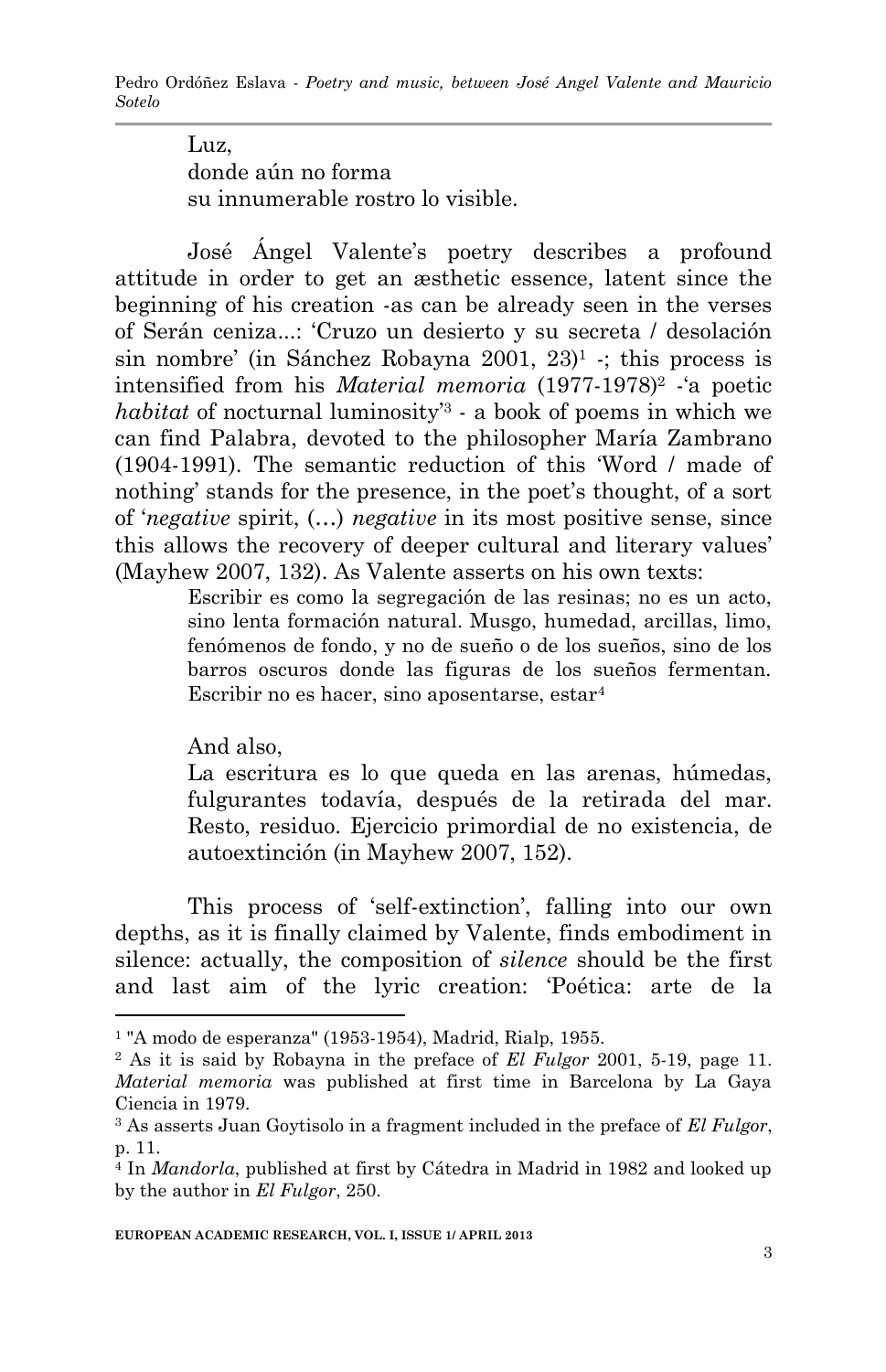Luz,
donde aún no forma
su innumerable rostro lo visible.

José Ángel Valente's poetry describes a profound attitude in order to get an æsthetic essence, latent since the beginning of his creation -as can be already seen in the verses of Serán ceniza...: 'Cruzo un desierto y su secreta / desolación sin nombre' (in Sánchez Robayna 2001, 23)[1] -; this process is intensified from his *Material memoria* (1977-1978)[2] -'a poetic *habitat* of nocturnal luminosity'[3] - a book of poems in which we can find Palabra, devoted to the philosopher María Zambrano (1904-1991). The semantic reduction of this 'Word / made of nothing' stands for the presence, in the poet's thought, of a sort of '*negative* spirit, (…) *negative* in its most positive sense, since this allows the recovery of deeper cultural and literary values' (Mayhew 2007, 132). As Valente asserts on his own texts:

> Escribir es como la segregación de las resinas; no es un acto, sino lenta formación natural. Musgo, humedad, arcillas, limo, fenómenos de fondo, y no de sueño o de los sueños, sino de los barros oscuros donde las figuras de los sueños fermentan. Escribir no es hacer, sino aposentarse, estar[4]

And also,

> La escritura es lo que queda en las arenas, húmedas, fulgurantes todavía, después de la retirada del mar. Resto, residuo. Ejercicio primordial de no existencia, de autoextinción (in Mayhew 2007, 152).

This process of 'self-extinction', falling into our own depths, as it is finally claimed by Valente, finds embodiment in silence: actually, the composition of *silence* should be the first and last aim of the lyric creation: 'Poética: arte de la

---

[1] "A modo de esperanza" (1953-1954), Madrid, Rialp, 1955.

[2] As it is said by Robayna in the preface of *El Fulgor* 2001, 5-19, page 11. *Material memoria* was published at first time in Barcelona by La Gaya Ciencia in 1979.

[3] As asserts Juan Goytisolo in a fragment included in the preface of *El Fulgor*, p. 11.

[4] In *Mandorla*, published at first by Cátedra in Madrid in 1982 and looked up by the author in *El Fulgor*, 250.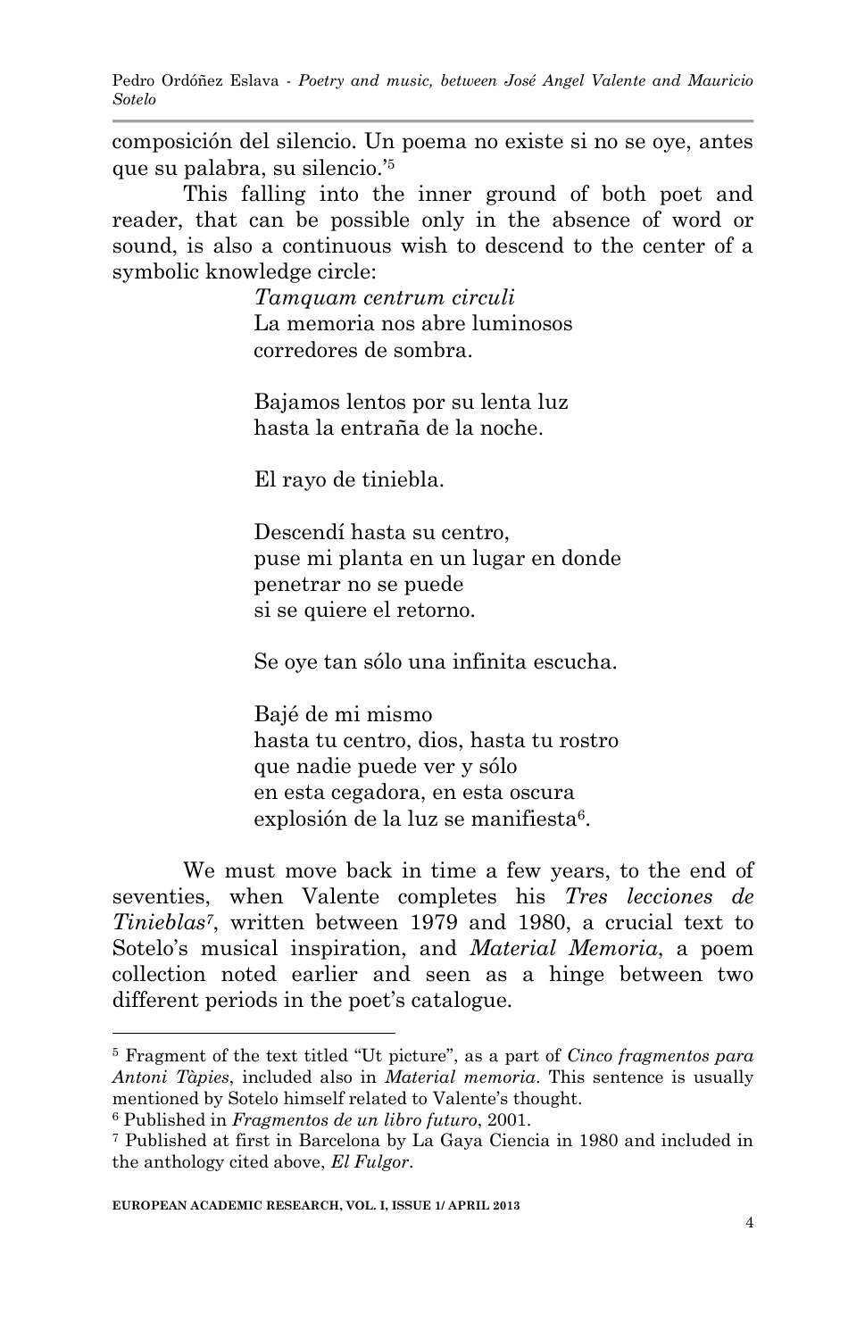composición del silencio. Un poema no existe si no se oye, antes que su palabra, su silencio.'[5]

This falling into the inner ground of both poet and reader, that can be possible only in the absence of word or sound, is also a continuous wish to descend to the center of a symbolic knowledge circle:

> *Tamquam centrum circuli*
> La memoria nos abre luminosos
> corredores de sombra.
>
> Bajamos lentos por su lenta luz
> hasta la entraña de la noche.
>
> El rayo de tiniebla.
>
> Descendí hasta su centro,
> puse mi planta en un lugar en donde
> penetrar no se puede
> si se quiere el retorno.
>
> Se oye tan sólo una infinita escucha.
>
> Bajé de mi mismo
> hasta tu centro, dios, hasta tu rostro
> que nadie puede ver y sólo
> en esta cegadora, en esta oscura
> explosión de la luz se manifiesta[6].

We must move back in time a few years, to the end of seventies, when Valente completes his *Tres lecciones de Tinieblas*[7], written between 1979 and 1980, a crucial text to Sotelo's musical inspiration, and *Material Memoria*, a poem collection noted earlier and seen as a hinge between two different periods in the poet's catalogue.

---

[5] Fragment of the text titled "Ut picture", as a part of *Cinco fragmentos para Antoni Tàpies*, included also in *Material memoria*. This sentence is usually mentioned by Sotelo himself related to Valente's thought.

[6] Published in *Fragmentos de un libro futuro*, 2001.

[7] Published at first in Barcelona by La Gaya Ciencia in 1980 and included in the anthology cited above, *El Fulgor*.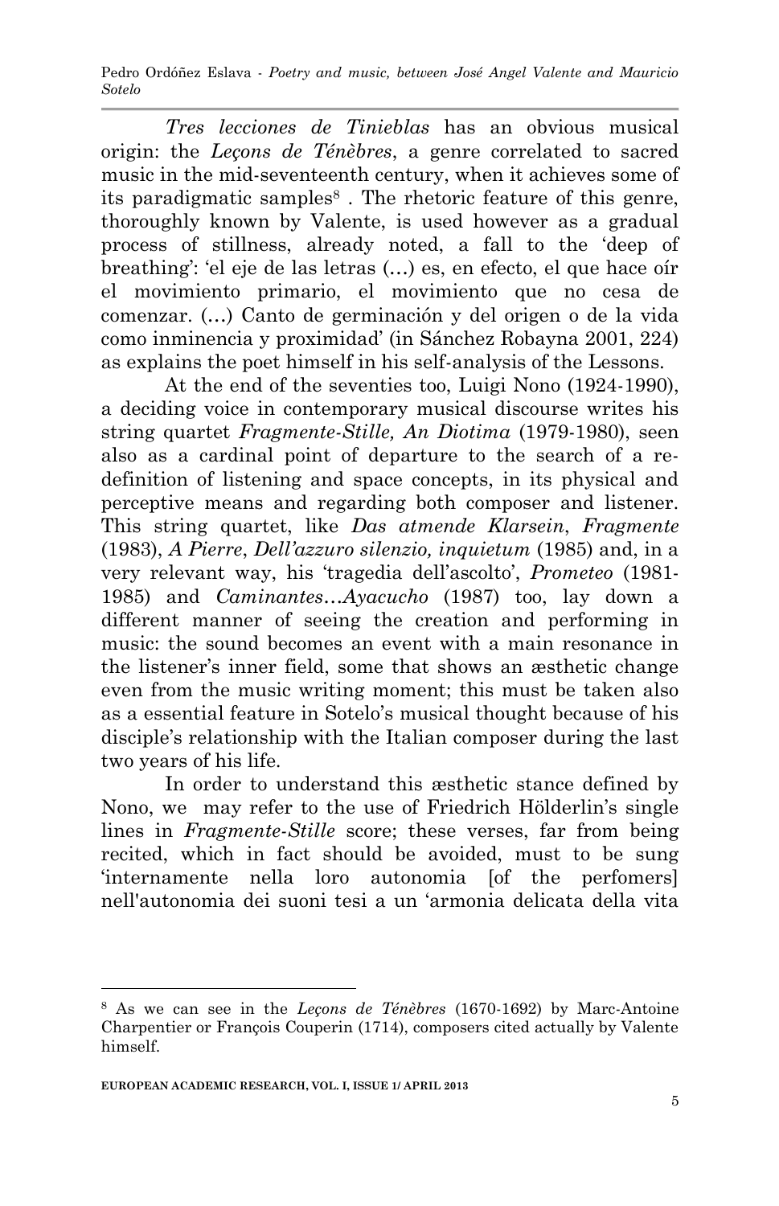*Tres lecciones de Tinieblas* has an obvious musical origin: the *Leçons de Ténèbres*, a genre correlated to sacred music in the mid-seventeenth century, when it achieves some of its paradigmatic samples[8] . The rhetoric feature of this genre, thoroughly known by Valente, is used however as a gradual process of stillness, already noted, a fall to the 'deep of breathing': 'el eje de las letras (…) es, en efecto, el que hace oír el movimiento primario, el movimiento que no cesa de comenzar. (…) Canto de germinación y del origen o de la vida como inminencia y proximidad' (in Sánchez Robayna 2001, 224) as explains the poet himself in his self-analysis of the Lessons.

At the end of the seventies too, Luigi Nono (1924-1990), a deciding voice in contemporary musical discourse writes his string quartet *Fragmente-Stille, An Diotima* (1979-1980), seen also as a cardinal point of departure to the search of a re-definition of listening and space concepts, in its physical and perceptive means and regarding both composer and listener. This string quartet, like *Das atmende Klarsein*, *Fragmente* (1983), *A Pierre*, *Dell'azzuro silenzio, inquietum* (1985) and, in a very relevant way, his 'tragedia dell'ascolto', *Prometeo* (1981-1985) and *Caminantes…Ayacucho* (1987) too, lay down a different manner of seeing the creation and performing in music: the sound becomes an event with a main resonance in the listener's inner field, some that shows an æsthetic change even from the music writing moment; this must be taken also as a essential feature in Sotelo's musical thought because of his disciple's relationship with the Italian composer during the last two years of his life.

In order to understand this æsthetic stance defined by Nono, we may refer to the use of Friedrich Hölderlin's single lines in *Fragmente-Stille* score; these verses, far from being recited, which in fact should be avoided, must to be sung 'internamente nella loro autonomia [of the perfomers] nell'autonomia dei suoni tesi a un 'armonia delicata della vita

[8] As we can see in the *Leçons de Ténèbres* (1670-1692) by Marc-Antoine Charpentier or François Couperin (1714), composers cited actually by Valente himself.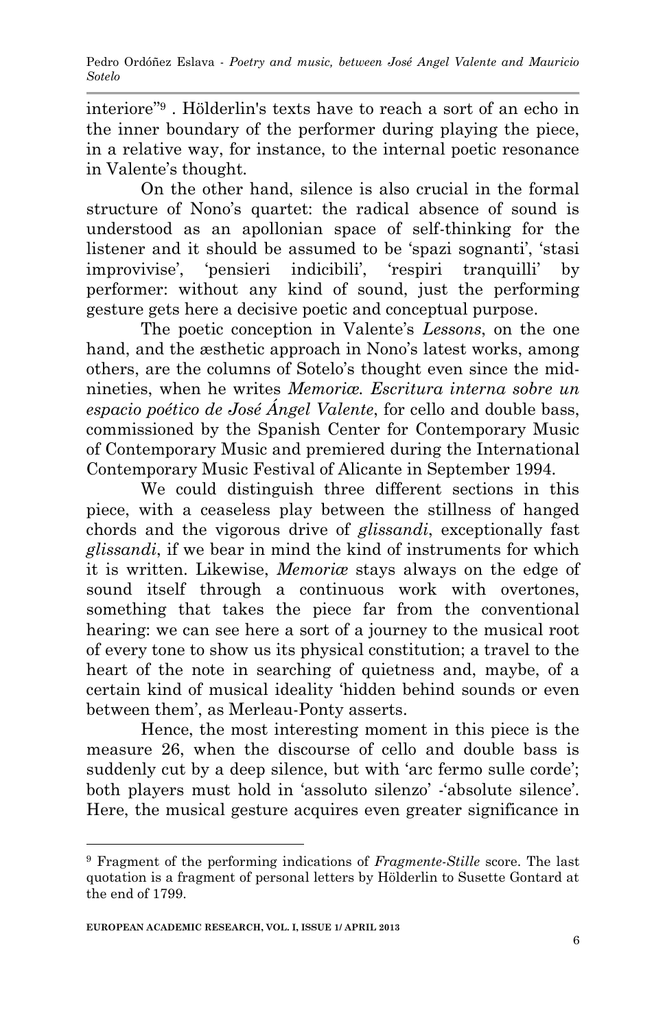interiore"[9] . Hölderlin's texts have to reach a sort of an echo in the inner boundary of the performer during playing the piece, in a relative way, for instance, to the internal poetic resonance in Valente's thought.

On the other hand, silence is also crucial in the formal structure of Nono's quartet: the radical absence of sound is understood as an apollonian space of self-thinking for the listener and it should be assumed to be 'spazi sognanti', 'stasi improvivise', 'pensieri indicibili', 'respiri tranquilli' by performer: without any kind of sound, just the performing gesture gets here a decisive poetic and conceptual purpose.

The poetic conception in Valente's *Lessons*, on the one hand, and the æsthetic approach in Nono's latest works, among others, are the columns of Sotelo's thought even since the mid-nineties, when he writes *Memoriæ. Escritura interna sobre un espacio poético de José Ángel Valente*, for cello and double bass, commissioned by the Spanish Center for Contemporary Music of Contemporary Music and premiered during the International Contemporary Music Festival of Alicante in September 1994.

We could distinguish three different sections in this piece, with a ceaseless play between the stillness of hanged chords and the vigorous drive of *glissandi*, exceptionally fast *glissandi*, if we bear in mind the kind of instruments for which it is written. Likewise, *Memoriæ* stays always on the edge of sound itself through a continuous work with overtones, something that takes the piece far from the conventional hearing: we can see here a sort of a journey to the musical root of every tone to show us its physical constitution; a travel to the heart of the note in searching of quietness and, maybe, of a certain kind of musical ideality 'hidden behind sounds or even between them', as Merleau-Ponty asserts.

Hence, the most interesting moment in this piece is the measure 26, when the discourse of cello and double bass is suddenly cut by a deep silence, but with 'arc fermo sulle corde'; both players must hold in 'assoluto silenzo' -'absolute silence'. Here, the musical gesture acquires even greater significance in

---

[9] Fragment of the performing indications of *Fragmente-Stille* score. The last quotation is a fragment of personal letters by Hölderlin to Susette Gontard at the end of 1799.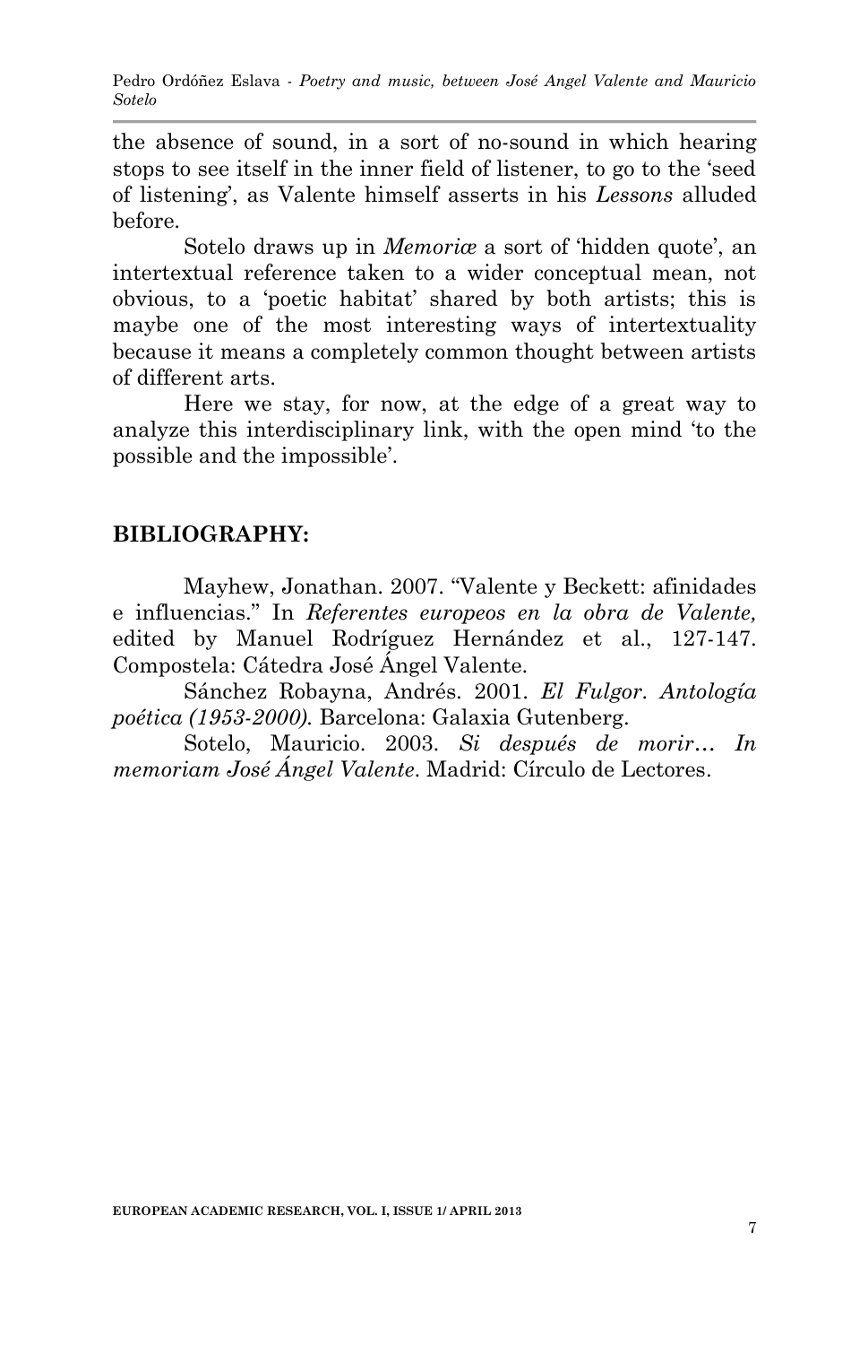the absence of sound, in a sort of no-sound in which hearing stops to see itself in the inner field of listener, to go to the 'seed of listening', as Valente himself asserts in his *Lessons* alluded before.

Sotelo draws up in *Memoriæ* a sort of 'hidden quote', an intertextual reference taken to a wider conceptual mean, not obvious, to a 'poetic habitat' shared by both artists; this is maybe one of the most interesting ways of intertextuality because it means a completely common thought between artists of different arts.

Here we stay, for now, at the edge of a great way to analyze this interdisciplinary link, with the open mind 'to the possible and the impossible'.

## BIBLIOGRAPHY:

Mayhew, Jonathan. 2007. "Valente y Beckett: afinidades e influencias." In *Referentes europeos en la obra de Valente,* edited by Manuel Rodríguez Hernández et al., 127-147. Compostela: Cátedra José Ángel Valente.

Sánchez Robayna, Andrés. 2001. *El Fulgor. Antología poética (1953-2000).* Barcelona: Galaxia Gutenberg.

Sotelo, Mauricio. 2003. *Si después de morir… In memoriam José Ángel Valente*. Madrid: Círculo de Lectores.